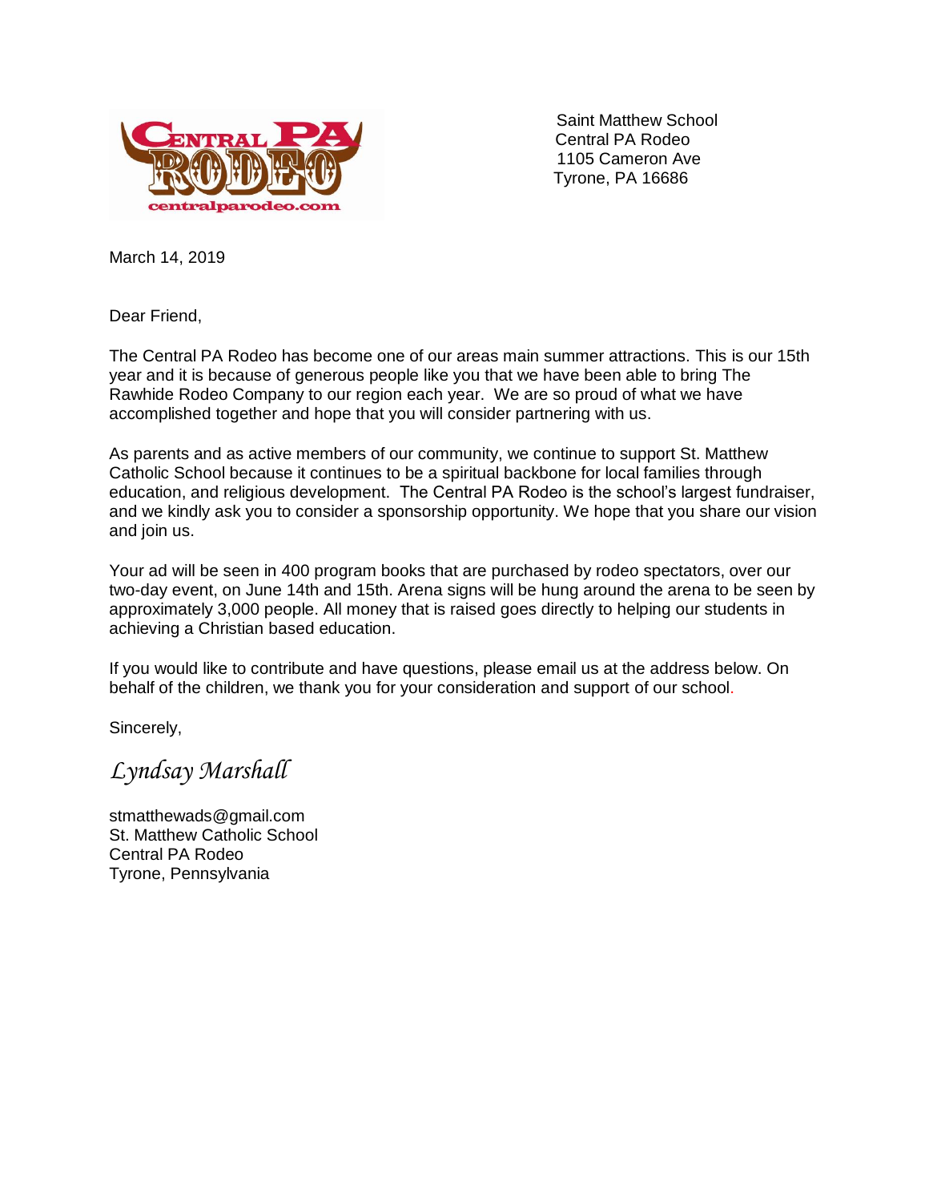Saint Matthew School
Central PA Rodeo
1105 Cameron Ave
Tyrone, PA 16686

March 14, 2019

Dear Friend,

The Central PA Rodeo has become one of our areas main summer attractions. This is our 15th year and it is because of generous people like you that we have been able to bring The Rawhide Rodeo Company to our region each year. We are so proud of what we have accomplished together and hope that you will consider partnering with us.

As parents and as active members of our community, we continue to support St. Matthew Catholic School because it continues to be a spiritual backbone for local families through education, and religious development. The Central PA Rodeo is the school's largest fundraiser, and we kindly ask you to consider a sponsorship opportunity. We hope that you share our vision and join us.

Your ad will be seen in 400 program books that are purchased by rodeo spectators, over our two-day event, on June 14th and 15th. Arena signs will be hung around the arena to be seen by approximately 3,000 people. All money that is raised goes directly to helping our students in achieving a Christian based education.

If you would like to contribute and have questions, please email us at the address below. On behalf of the children, we thank you for your consideration and support of our school.

Sincerely,

*Lyndsay Marshall*

stmatthewads@gmail.com
St. Matthew Catholic School
Central PA Rodeo
Tyrone, Pennsylvania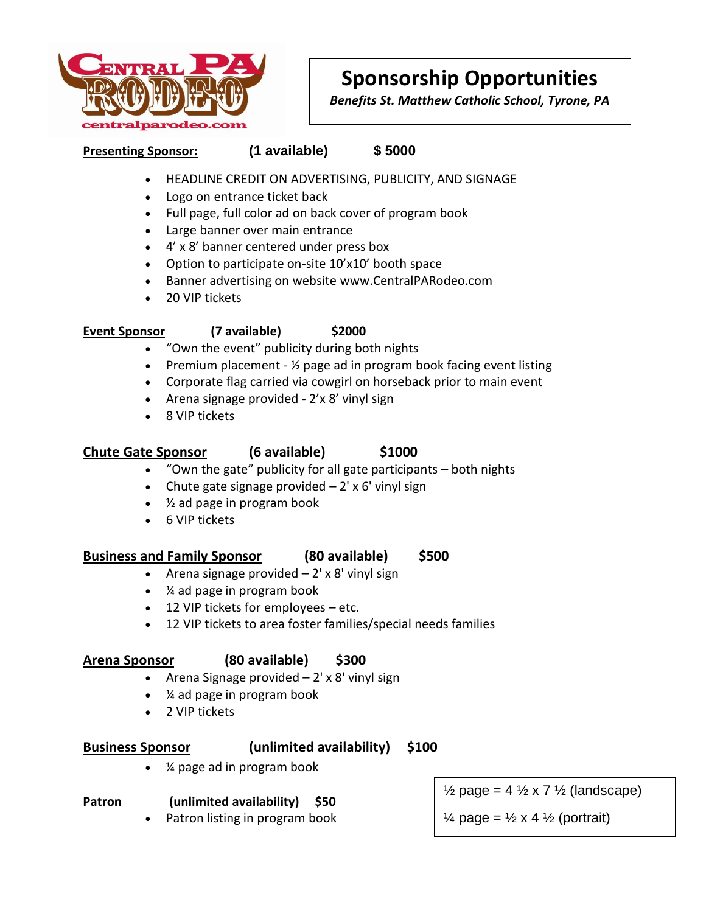CENTRAL PA RODEO
centralparodeo.com

# Sponsorship Opportunities

*Benefits St. Matthew Catholic School, Tyrone, PA*

**Presenting Sponsor:** **(1 available)** **$ 5000**

- HEADLINE CREDIT ON ADVERTISING, PUBLICITY, AND SIGNAGE
- Logo on entrance ticket back
- Full page, full color ad on back cover of program book
- Large banner over main entrance
- 4' x 8' banner centered under press box
- Option to participate on-site 10'x10' booth space
- Banner advertising on website www.CentralPARodeo.com
- 20 VIP tickets

**Event Sponsor** **(7 available)** **$2000**

- "Own the event" publicity during both nights
- Premium placement - ½ page ad in program book facing event listing
- Corporate flag carried via cowgirl on horseback prior to main event
- Arena signage provided - 2'x 8' vinyl sign
- 8 VIP tickets

**Chute Gate Sponsor** **(6 available)** **$1000**

- "Own the gate" publicity for all gate participants – both nights
- Chute gate signage provided – 2' x 6' vinyl sign
- ½ ad page in program book
- 6 VIP tickets

**Business and Family Sponsor** **(80 available)** **$500**

- Arena signage provided – 2' x 8' vinyl sign
- ¼ ad page in program book
- 12 VIP tickets for employees – etc.
- 12 VIP tickets to area foster families/special needs families

**Arena Sponsor** **(80 available)** **$300**

- Arena Signage provided – 2' x 8' vinyl sign
- ¼ ad page in program book
- 2 VIP tickets

**Business Sponsor** **(unlimited availability)** **$100**

- ¼ page ad in program book

**Patron** **(unlimited availability)** **$50**

- Patron listing in program book

½ page = 4 ½ x 7 ½ (landscape)

¼ page = ½ x 4 ½ (portrait)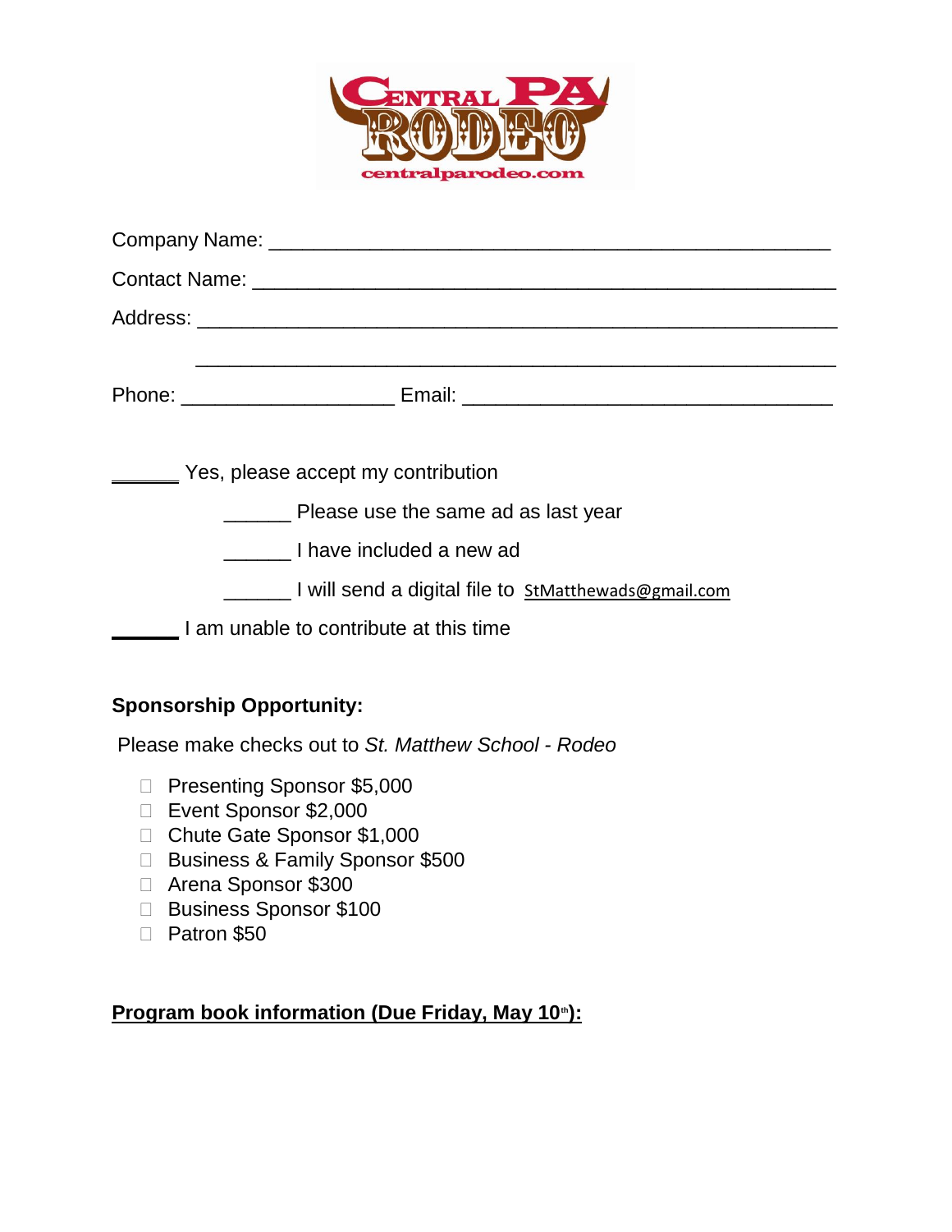Company Name: ________________________________________________

Contact Name: _________________________________________________

Address: _____________________________________________________

_____________________________________________________

Phone: __________________ Email: _______________________________

______ Yes, please accept my contribution

______ Please use the same ad as last year

______ I have included a new ad

______ I will send a digital file to StMatthewads@gmail.com

______ I am unable to contribute at this time

**Sponsorship Opportunity:**

Please make checks out to *St. Matthew School - Rodeo*

- ☐ Presenting Sponsor $5,000
- ☐ Event Sponsor $2,000
- ☐ Chute Gate Sponsor $1,000
- ☐ Business & Family Sponsor $500
- ☐ Arena Sponsor $300
- ☐ Business Sponsor $100
- ☐ Patron $50

**Program book information (Due Friday, May 10th):**